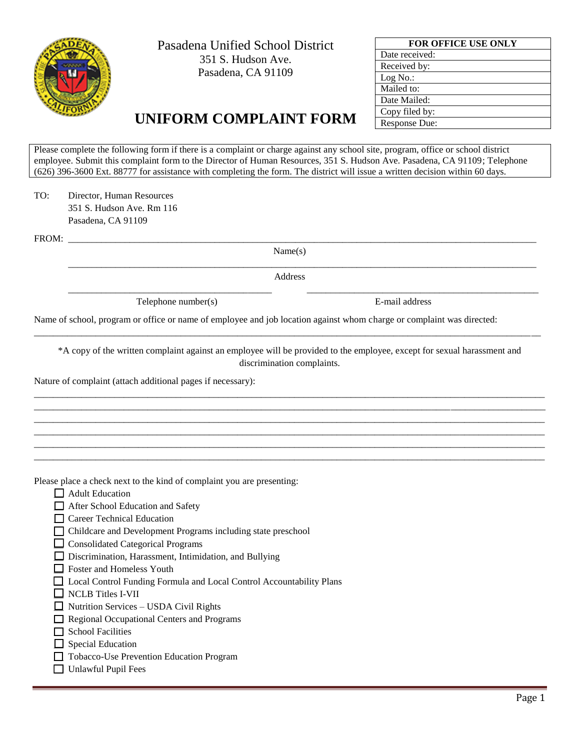Pasadena Unified School District
351 S. Hudson Ave.
Pasadena, CA 91109

| FOR OFFICE USE ONLY |
|---|
| Date received: |
| Received by: |
| Log No.: |
| Mailed to: |
| Date Mailed: |
| Copy filed by: |
| Response Due: |

# UNIFORM COMPLAINT FORM

Please complete the following form if there is a complaint or charge against any school site, program, office or school district employee. Submit this complaint form to the Director of Human Resources, 351 S. Hudson Ave. Pasadena, CA 91109; Telephone (626) 396-3600 Ext. 88777 for assistance with completing the form. The district will issue a written decision within 60 days.

TO: Director, Human Resources
351 S. Hudson Ave. Rm 116
Pasadena, CA 91109

FROM: ______________________________________________________________

Name(s)

______________________________________________________________

Address

______________________________ ______________________________

Telephone number(s) E-mail address

Name of school, program or office or name of employee and job location against whom charge or complaint was directed:

______________________________________________________________

*A copy of the written complaint against an employee will be provided to the employee, except for sexual harassment and discrimination complaints.

Nature of complaint (attach additional pages if necessary):

______________________________________________________________
______________________________________________________________
______________________________________________________________
______________________________________________________________
______________________________________________________________
______________________________________________________________

Please place a check next to the kind of complaint you are presenting:

- ☐ Adult Education
- ☐ After School Education and Safety
- ☐ Career Technical Education
- ☐ Childcare and Development Programs including state preschool
- ☐ Consolidated Categorical Programs
- ☐ Discrimination, Harassment, Intimidation, and Bullying
- ☐ Foster and Homeless Youth
- ☐ Local Control Funding Formula and Local Control Accountability Plans
- ☐ NCLB Titles I-VII
- ☐ Nutrition Services – USDA Civil Rights
- ☐ Regional Occupational Centers and Programs
- ☐ School Facilities
- ☐ Special Education
- ☐ Tobacco-Use Prevention Education Program
- ☐ Unlawful Pupil Fees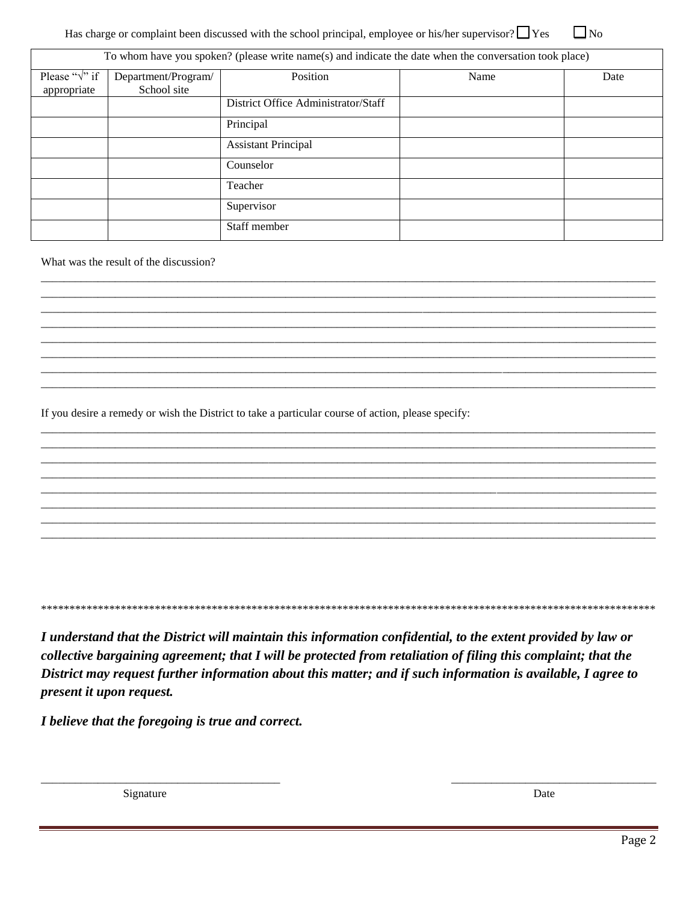Has charge or complaint been discussed with the school principal, employee or his/her supervisor? ☐ Yes ☐ No

| To whom have you spoken? (please write name(s) and indicate the date when the conversation took place) | | | | |
|---|---|---|---|---|
| Please "√" if appropriate | Department/Program/ School site | Position | Name | Date |
| | | District Office Administrator/Staff | | |
| | | Principal | | |
| | | Assistant Principal | | |
| | | Counselor | | |
| | | Teacher | | |
| | | Supervisor | | |
| | | Staff member | | |

What was the result of the discussion?

____________________________________________________________________________________________________
____________________________________________________________________________________________________
____________________________________________________________________________________________________
____________________________________________________________________________________________________
____________________________________________________________________________________________________
____________________________________________________________________________________________________
____________________________________________________________________________________________________
____________________________________________________________________________________________________

If you desire a remedy or wish the District to take a particular course of action, please specify:

____________________________________________________________________________________________________
____________________________________________________________________________________________________
____________________________________________________________________________________________________
____________________________________________________________________________________________________
____________________________________________________________________________________________________
____________________________________________________________________________________________________
____________________________________________________________________________________________________
____________________________________________________________________________________________________

**************************************************************************************************************

***I understand that the District will maintain this information confidential, to the extent provided by law or collective bargaining agreement; that I will be protected from retaliation of filing this complaint; that the District may request further information about this matter; and if such information is available, I agree to present it upon request.***

***I believe that the foregoing is true and correct.***

______________________________________ ______________________________

Signature Date